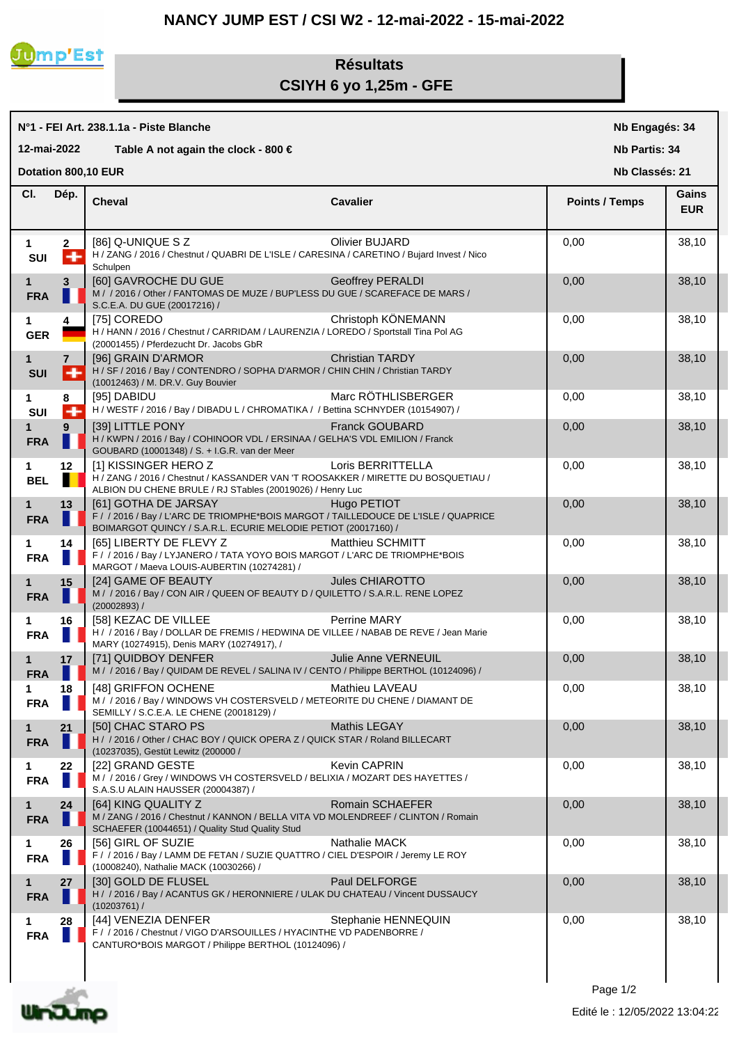# NANCY JUMP EST / CSI W2 - 12-mai-2022 - 15-mai-2022

## Résultats
## CSIYH 6 yo 1,25m - GFE

**N°1 - FEI Art. 238.1.1a - Piste Blanche** — **Nb Engagés: 34**

**12-mai-2022** — **Table A not again the clock - 800 €** — **Nb Partis: 34**

**Dotation 800,10 EUR** — **Nb Classés: 21**

| Cl. | Dép. | Cheval | Cavalier | Points / Temps | Gains EUR |
|---|---|---|---|---|---|
| 1 SUI | 2 | [86] Q-UNIQUE S Z<br>H / ZANG / 2016 / Chestnut / QUABRI DE L'ISLE / CARESINA / CARETINO / Bujard Invest / Nico Schulpen | Olivier BUJARD | 0,00 | 38,10 |
| 1 FRA | 3 | [60] GAVROCHE DU GUE<br>M / / 2016 / Other / FANTOMAS DE MUZE / BUP'LESS DU GUE / SCAREFACE DE MARS / S.C.E.A. DU GUE (20017216) / | Geoffrey PERALDI | 0,00 | 38,10 |
| 1 GER | 4 | [75] COREDO<br>H / HANN / 2016 / Chestnut / CARRIDAM / LAURENZIA / LOREDO / Sportstall Tina Pol AG (20001455) / Pferdezucht Dr. Jacobs GbR | Christoph KÖNEMANN | 0,00 | 38,10 |
| 1 SUI | 7 | [96] GRAIN D'ARMOR<br>H / SF / 2016 / Bay / CONTENDRO / SOPHA D'ARMOR / CHIN CHIN / Christian TARDY (10012463) / M. DR.V. Guy Bouvier | Christian TARDY | 0,00 | 38,10 |
| 1 SUI | 8 | [95] DABIDU<br>H / WESTF / 2016 / Bay / DIBADU L / CHROMATIKA / / Bettina SCHNYDER (10154907) / | Marc RÖTHLISBERGER | 0,00 | 38,10 |
| 1 FRA | 9 | [39] LITTLE PONY<br>H / KWPN / 2016 / Bay / COHINOOR VDL / ERSINAA / GELHA'S VDL EMILION / Franck GOUBARD (10001348) / S. + I.G.R. van der Meer | Franck GOUBARD | 0,00 | 38,10 |
| 1 BEL | 12 | [1] KISSINGER HERO Z<br>H / ZANG / 2016 / Chestnut / KASSANDER VAN 'T ROOSAKKER / MIRETTE DU BOSQUETIAU / ALBION DU CHENE BRULE / RJ STables (20019026) / Henry Luc | Loris BERRITTELLA | 0,00 | 38,10 |
| 1 FRA | 13 | [61] GOTHA DE JARSAY<br>F / / 2016 / Bay / L'ARC DE TRIOMPHE*BOIS MARGOT / TAILLEDOUCE DE L'ISLE / QUAPRICE BOIMARGOT QUINCY / S.A.R.L. ECURIE MELODIE PETIOT (20017160) / | Hugo PETIOT | 0,00 | 38,10 |
| 1 FRA | 14 | [65] LIBERTY DE FLEVY Z<br>F / / 2016 / Bay / LYJANERO / TATA YOYO BOIS MARGOT / L'ARC DE TRIOMPHE*BOIS MARGOT / Maeva LOUIS-AUBERTIN (10274281) / | Matthieu SCHMITT | 0,00 | 38,10 |
| 1 FRA | 15 | [24] GAME OF BEAUTY<br>M / / 2016 / Bay / CON AIR / QUEEN OF BEAUTY D / QUILETTO / S.A.R.L. RENE LOPEZ (20002893) / | Jules CHIAROTTO | 0,00 | 38,10 |
| 1 FRA | 16 | [58] KEZAC DE VILLEE<br>H / / 2016 / Bay / DOLLAR DE FREMIS / HEDWINA DE VILLEE / NABAB DE REVE / Jean Marie MARY (10274915), Denis MARY (10274917), / | Perrine MARY | 0,00 | 38,10 |
| 1 FRA | 17 | [71] QUIDBOY DENFER<br>M / / 2016 / Bay / QUIDAM DE REVEL / SALINA IV / CENTO / Philippe BERTHOL (10124096) / | Julie Anne VERNEUIL | 0,00 | 38,10 |
| 1 FRA | 18 | [48] GRIFFON OCHENE<br>M / / 2016 / Bay / WINDOWS VH COSTERSVELD / METEORITE DU CHENE / DIAMANT DE SEMILLY / S.C.E.A. LE CHENE (20018129) / | Mathieu LAVEAU | 0,00 | 38,10 |
| 1 FRA | 21 | [50] CHAC STARO PS<br>H / / 2016 / Other / CHAC BOY / QUICK OPERA Z / QUICK STAR / Roland BILLECART (10237035), Gestüt Lewitz (200000 / | Mathis LEGAY | 0,00 | 38,10 |
| 1 FRA | 22 | [22] GRAND GESTE<br>M / / 2016 / Grey / WINDOWS VH COSTERSVELD / BELIXIA / MOZART DES HAYETTES / S.A.S.U ALAIN HAUSSER (20004387) / | Kevin CAPRIN | 0,00 | 38,10 |
| 1 FRA | 24 | [64] KING QUALITY Z<br>M / ZANG / 2016 / Chestnut / KANNON / BELLA VITA VD MOLENDREEF / CLINTON / Romain SCHAEFER (10044651) / Quality Stud Quality Stud | Romain SCHAEFER | 0,00 | 38,10 |
| 1 FRA | 26 | [56] GIRL OF SUZIE<br>F / / 2016 / Bay / LAMM DE FETAN / SUZIE QUATTRO / CIEL D'ESPOIR / Jeremy LE ROY (10008240), Nathalie MACK (10030266) / | Nathalie MACK | 0,00 | 38,10 |
| 1 FRA | 27 | [30] GOLD DE FLUSEL<br>H / / 2016 / Bay / ACANTUS GK / HERONNIERE / ULAK DU CHATEAU / Vincent DUSSAUCY (10203761) / | Paul DELFORGE | 0,00 | 38,10 |
| 1 FRA | 28 | [44] VENEZIA DENFER<br>F / / 2016 / Chestnut / VIGO D'ARSOUILLES / HYACINTHE VD PADENBORRE / CANTURO*BOIS MARGOT / Philippe BERTHOL (10124096) / | Stephanie HENNEQUIN | 0,00 | 38,10 |

Edité le : 12/05/2022 13:04:22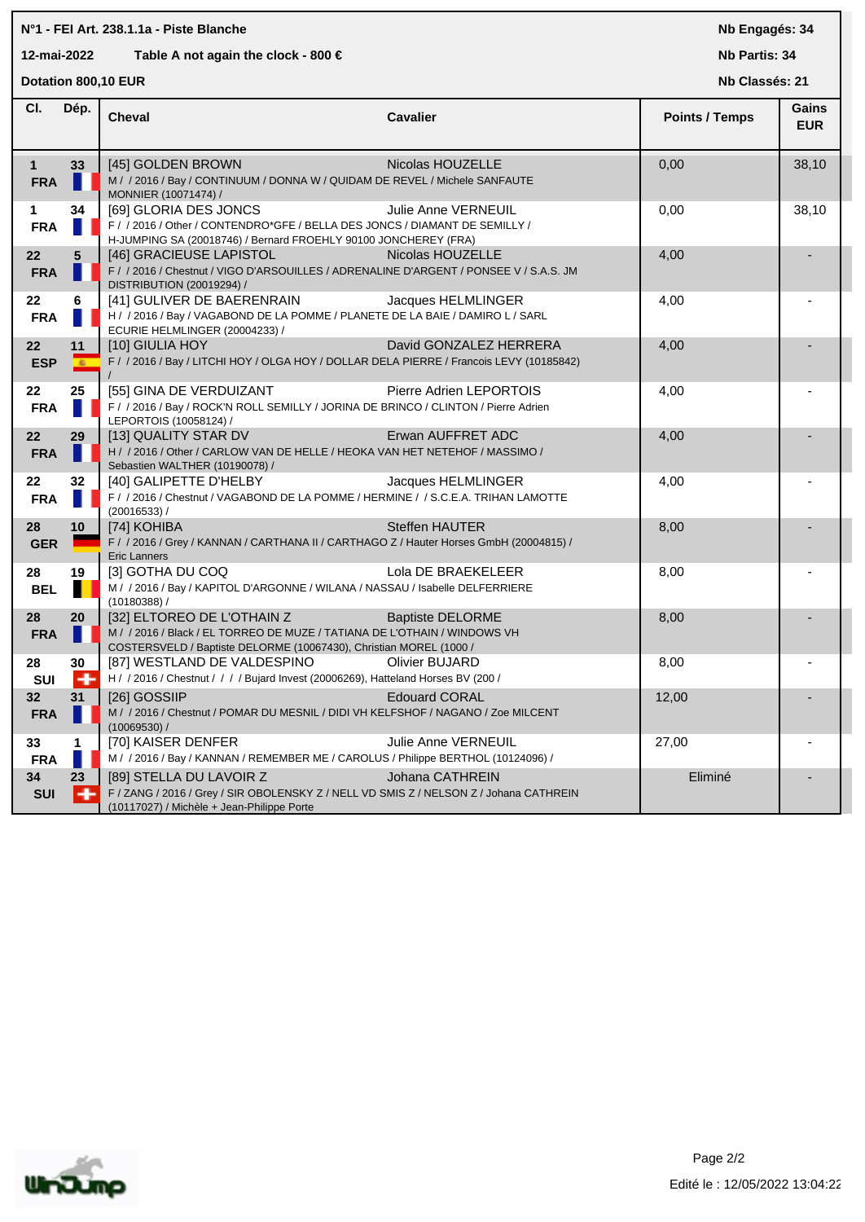**N°1 - FEI Art. 238.1.1a - Piste Blanche**

**12-mai-2022** **Table A not again the clock - 800 €**

**Dotation 800,10 EUR**

**Nb Engagés: 34**
**Nb Partis: 34**
**Nb Classés: 21**

| Cl. | Dép. | Cheval | Cavalier | Points / Temps | Gains EUR |
|---|---|---|---|---|---|
| 1 FRA | 33 | [45] GOLDEN BROWN<br>M / / 2016 / Bay / CONTINUUM / DONNA W / QUIDAM DE REVEL / Michele SANFAUTE MONNIER (10071474) / | Nicolas HOUZELLE | 0,00 | 38,10 |
| 1 FRA | 34 | [69] GLORIA DES JONCS<br>F / / 2016 / Other / CONTENDRO*GFE / BELLA DES JONCS / DIAMANT DE SEMILLY / H-JUMPING SA (20018746) / Bernard FROEHLY 90100 JONCHEREY (FRA) | Julie Anne VERNEUIL | 0,00 | 38,10 |
| 22 FRA | 5 | [46] GRACIEUSE LAPISTOL<br>F / / 2016 / Chestnut / VIGO D'ARSOUILLES / ADRENALINE D'ARGENT / PONSEE V / S.A.S. JM DISTRIBUTION (20019294) / | Nicolas HOUZELLE | 4,00 | - |
| 22 FRA | 6 | [41] GULIVER DE BAERENRAIN<br>H / / 2016 / Bay / VAGABOND DE LA POMME / PLANETE DE LA BAIE / DAMIRO L / SARL ECURIE HELMLINGER (20004233) / | Jacques HELMLINGER | 4,00 | - |
| 22 ESP | 11 | [10] GIULIA HOY<br>F / / 2016 / Bay / LITCHI HOY / OLGA HOY / DOLLAR DELA PIERRE / Francois LEVY (10185842) / | David GONZALEZ HERRERA | 4,00 | - |
| 22 FRA | 25 | [55] GINA DE VERDUIZANT<br>F / / 2016 / Bay / ROCK'N ROLL SEMILLY / JORINA DE BRINCO / CLINTON / Pierre Adrien LEPORTOIS (10058124) / | Pierre Adrien LEPORTOIS | 4,00 | - |
| 22 FRA | 29 | [13] QUALITY STAR DV<br>H / / 2016 / Other / CARLOW VAN DE HELLE / HEOKA VAN HET NETEHOF / MASSIMO / Sebastien WALTHER (10190078) / | Erwan AUFFRET ADC | 4,00 | - |
| 22 FRA | 32 | [40] GALIPETTE D'HELBY<br>F / / 2016 / Chestnut / VAGABOND DE LA POMME / HERMINE / / S.C.E.A. TRIHAN LAMOTTE (20016533) / | Jacques HELMLINGER | 4,00 | - |
| 28 GER | 10 | [74] KOHIBA<br>F / / 2016 / Grey / KANNAN / CARTHANA II / CARTHAGO Z / Hauter Horses GmbH (20004815) / Eric Lanners | Steffen HAUTER | 8,00 | - |
| 28 BEL | 19 | [3] GOTHA DU COQ<br>M / / 2016 / Bay / KAPITOL D'ARGONNE / WILANA / NASSAU / Isabelle DELFERRIERE (10180388) / | Lola DE BRAEKELEER | 8,00 | - |
| 28 FRA | 20 | [32] ELTOREO DE L'OTHAIN Z<br>M / / 2016 / Black / EL TORREO DE MUZE / TATIANA DE L'OTHAIN / WINDOWS VH COSTERSVELD / Baptiste DELORME (10067430), Christian MOREL (1000 / | Baptiste DELORME | 8,00 | - |
| 28 SUI | 30 | [87] WESTLAND DE VALDESPINO<br>H / / 2016 / Chestnut / / / / Bujard Invest (20006269), Hatteland Horses BV (200 / | Olivier BUJARD | 8,00 | - |
| 32 FRA | 31 | [26] GOSSIIP<br>M / / 2016 / Chestnut / POMAR DU MESNIL / DIDI VH KELFSHOF / NAGANO / Zoe MILCENT (10069530) / | Edouard CORAL | 12,00 | - |
| 33 FRA | 1 | [70] KAISER DENFER<br>M / / 2016 / Bay / KANNAN / REMEMBER ME / CAROLUS / Philippe BERTHOL (10124096) / | Julie Anne VERNEUIL | 27,00 | - |
| 34 SUI | 23 | [89] STELLA DU LAVOIR Z<br>F / ZANG / 2016 / Grey / SIR OBOLENSKY Z / NELL VD SMIS Z / NELSON Z / Johana CATHREIN (10117027) / Michèle + Jean-Philippe Porte | Johana CATHREIN | Eliminé | - |

Edité le : 12/05/2022 13:04:22